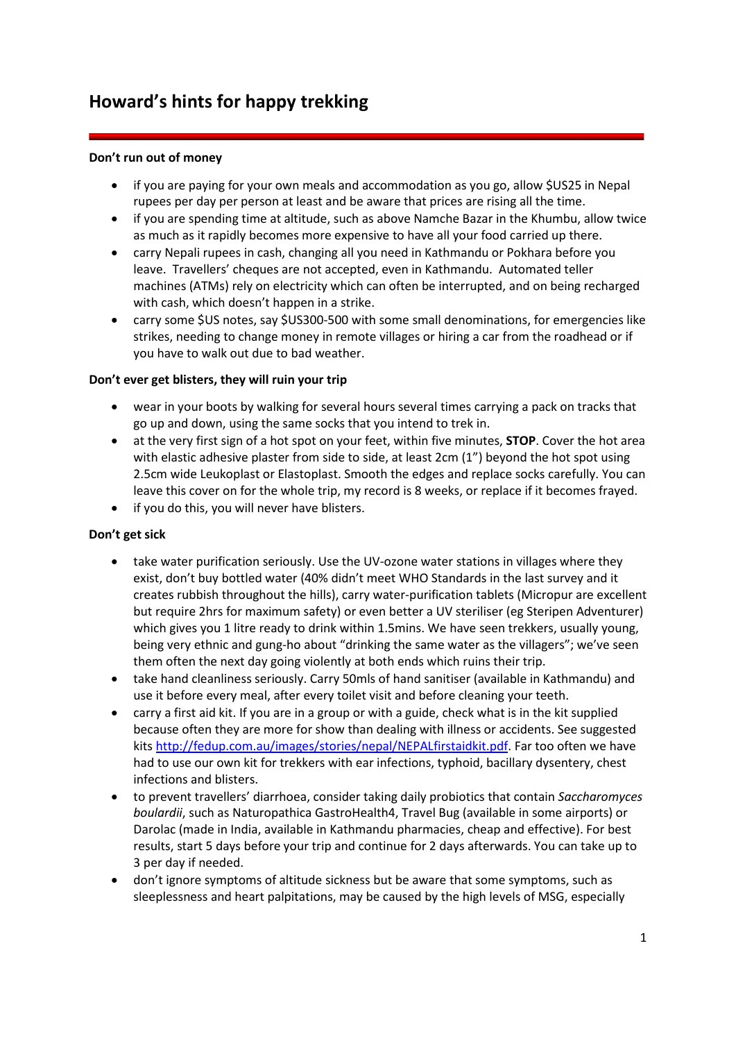# Howard's hints for happy trekking

**Don't run out of money**

- if you are paying for your own meals and accommodation as you go, allow $US25 in Nepal rupees per day per person at least and be aware that prices are rising all the time.
- if you are spending time at altitude, such as above Namche Bazar in the Khumbu, allow twice as much as it rapidly becomes more expensive to have all your food carried up there.
- carry Nepali rupees in cash, changing all you need in Kathmandu or Pokhara before you leave. Travellers' cheques are not accepted, even in Kathmandu. Automated teller machines (ATMs) rely on electricity which can often be interrupted, and on being recharged with cash, which doesn't happen in a strike.
- carry some $US notes, say $US300-500 with some small denominations, for emergencies like strikes, needing to change money in remote villages or hiring a car from the roadhead or if you have to walk out due to bad weather.

**Don't ever get blisters, they will ruin your trip**

- wear in your boots by walking for several hours several times carrying a pack on tracks that go up and down, using the same socks that you intend to trek in.
- at the very first sign of a hot spot on your feet, within five minutes, **STOP**. Cover the hot area with elastic adhesive plaster from side to side, at least 2cm (1") beyond the hot spot using 2.5cm wide Leukoplast or Elastoplast. Smooth the edges and replace socks carefully. You can leave this cover on for the whole trip, my record is 8 weeks, or replace if it becomes frayed.
- if you do this, you will never have blisters.

**Don't get sick**

- take water purification seriously. Use the UV-ozone water stations in villages where they exist, don't buy bottled water (40% didn't meet WHO Standards in the last survey and it creates rubbish throughout the hills), carry water-purification tablets (Micropur are excellent but require 2hrs for maximum safety) or even better a UV steriliser (eg Steripen Adventurer) which gives you 1 litre ready to drink within 1.5mins. We have seen trekkers, usually young, being very ethnic and gung-ho about "drinking the same water as the villagers"; we've seen them often the next day going violently at both ends which ruins their trip.
- take hand cleanliness seriously. Carry 50mls of hand sanitiser (available in Kathmandu) and use it before every meal, after every toilet visit and before cleaning your teeth.
- carry a first aid kit. If you are in a group or with a guide, check what is in the kit supplied because often they are more for show than dealing with illness or accidents. See suggested kits [http://fedup.com.au/images/stories/nepal/NEPALfirstaidkit.pdf](http://fedup.com.au/images/stories/nepal/NEPALfirstaidkit.pdf). Far too often we have had to use our own kit for trekkers with ear infections, typhoid, bacillary dysentery, chest infections and blisters.
- to prevent travellers' diarrhoea, consider taking daily probiotics that contain *Saccharomyces boulardii*, such as Naturopathica GastroHealth4, Travel Bug (available in some airports) or Darolac (made in India, available in Kathmandu pharmacies, cheap and effective). For best results, start 5 days before your trip and continue for 2 days afterwards. You can take up to 3 per day if needed.
- don't ignore symptoms of altitude sickness but be aware that some symptoms, such as sleeplessness and heart palpitations, may be caused by the high levels of MSG, especially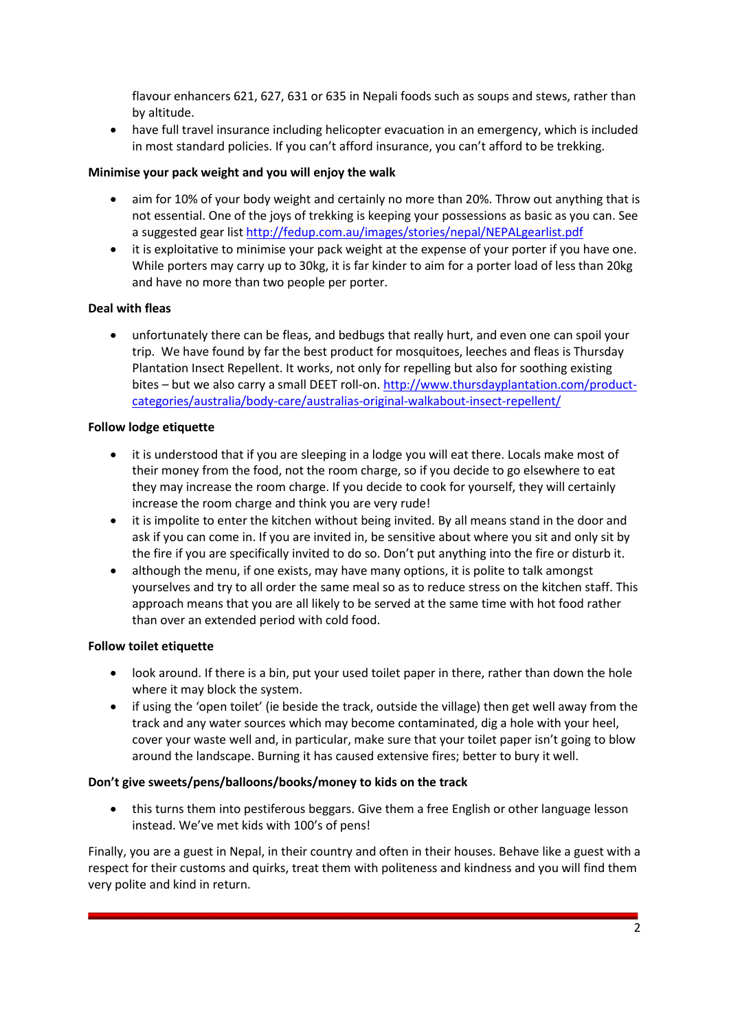flavour enhancers 621, 627, 631 or 635 in Nepali foods such as soups and stews, rather than by altitude.

- have full travel insurance including helicopter evacuation in an emergency, which is included in most standard policies. If you can't afford insurance, you can't afford to be trekking.

**Minimise your pack weight and you will enjoy the walk**

- aim for 10% of your body weight and certainly no more than 20%. Throw out anything that is not essential. One of the joys of trekking is keeping your possessions as basic as you can. See a suggested gear list http://fedup.com.au/images/stories/nepal/NEPALgearlist.pdf
- it is exploitative to minimise your pack weight at the expense of your porter if you have one. While porters may carry up to 30kg, it is far kinder to aim for a porter load of less than 20kg and have no more than two people per porter.

**Deal with fleas**

- unfortunately there can be fleas, and bedbugs that really hurt, and even one can spoil your trip. We have found by far the best product for mosquitoes, leeches and fleas is Thursday Plantation Insect Repellent. It works, not only for repelling but also for soothing existing bites – but we also carry a small DEET roll-on. http://www.thursdayplantation.com/product-categories/australia/body-care/australias-original-walkabout-insect-repellent/

**Follow lodge etiquette**

- it is understood that if you are sleeping in a lodge you will eat there. Locals make most of their money from the food, not the room charge, so if you decide to go elsewhere to eat they may increase the room charge. If you decide to cook for yourself, they will certainly increase the room charge and think you are very rude!
- it is impolite to enter the kitchen without being invited. By all means stand in the door and ask if you can come in. If you are invited in, be sensitive about where you sit and only sit by the fire if you are specifically invited to do so. Don't put anything into the fire or disturb it.
- although the menu, if one exists, may have many options, it is polite to talk amongst yourselves and try to all order the same meal so as to reduce stress on the kitchen staff. This approach means that you are all likely to be served at the same time with hot food rather than over an extended period with cold food.

**Follow toilet etiquette**

- look around. If there is a bin, put your used toilet paper in there, rather than down the hole where it may block the system.
- if using the 'open toilet' (ie beside the track, outside the village) then get well away from the track and any water sources which may become contaminated, dig a hole with your heel, cover your waste well and, in particular, make sure that your toilet paper isn't going to blow around the landscape. Burning it has caused extensive fires; better to bury it well.

**Don't give sweets/pens/balloons/books/money to kids on the track**

- this turns them into pestiferous beggars. Give them a free English or other language lesson instead. We've met kids with 100's of pens!

Finally, you are a guest in Nepal, in their country and often in their houses. Behave like a guest with a respect for their customs and quirks, treat them with politeness and kindness and you will find them very polite and kind in return.